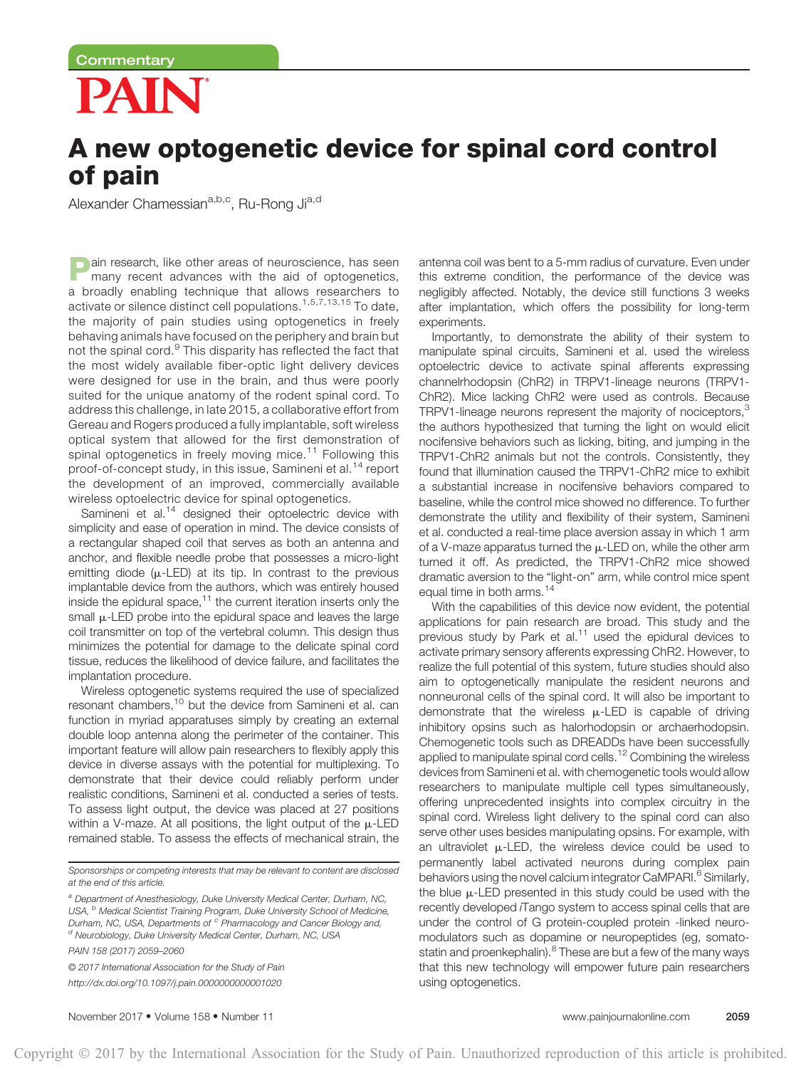Commentary

# A new optogenetic device for spinal cord control of pain

Alexander Chamessian[a,b,c], Ru-Rong Ji[a,d]

Pain research, like other areas of neuroscience, has seen many recent advances with the aid of optogenetics, a broadly enabling technique that allows researchers to activate or silence distinct cell populations.[1,5,7,13,15] To date, the majority of pain studies using optogenetics in freely behaving animals have focused on the periphery and brain but not the spinal cord.[9] This disparity has reflected the fact that the most widely available fiber-optic light delivery devices were designed for use in the brain, and thus were poorly suited for the unique anatomy of the rodent spinal cord. To address this challenge, in late 2015, a collaborative effort from Gereau and Rogers produced a fully implantable, soft wireless optical system that allowed for the first demonstration of spinal optogenetics in freely moving mice.[11] Following this proof-of-concept study, in this issue, Samineni et al.[14] report the development of an improved, commercially available wireless optoelectric device for spinal optogenetics.

Samineni et al.[14] designed their optoelectric device with simplicity and ease of operation in mind. The device consists of a rectangular shaped coil that serves as both an antenna and anchor, and flexible needle probe that possesses a micro-light emitting diode (μ-LED) at its tip. In contrast to the previous implantable device from the authors, which was entirely housed inside the epidural space,[11] the current iteration inserts only the small μ-LED probe into the epidural space and leaves the large coil transmitter on top of the vertebral column. This design thus minimizes the potential for damage to the delicate spinal cord tissue, reduces the likelihood of device failure, and facilitates the implantation procedure.

Wireless optogenetic systems required the use of specialized resonant chambers,[10] but the device from Samineni et al. can function in myriad apparatuses simply by creating an external double loop antenna along the perimeter of the container. This important feature will allow pain researchers to flexibly apply this device in diverse assays with the potential for multiplexing. To demonstrate that their device could reliably perform under realistic conditions, Samineni et al. conducted a series of tests. To assess light output, the device was placed at 27 positions within a V-maze. At all positions, the light output of the μ-LED remained stable. To assess the effects of mechanical strain, the antenna coil was bent to a 5-mm radius of curvature. Even under this extreme condition, the performance of the device was negligibly affected. Notably, the device still functions 3 weeks after implantation, which offers the possibility for long-term experiments.

Importantly, to demonstrate the ability of their system to manipulate spinal circuits, Samineni et al. used the wireless optoelectric device to activate spinal afferents expressing channelrhodopsin (ChR2) in TRPV1-lineage neurons (TRPV1-ChR2). Mice lacking ChR2 were used as controls. Because TRPV1-lineage neurons represent the majority of nociceptors,[3] the authors hypothesized that turning the light on would elicit nocifensive behaviors such as licking, biting, and jumping in the TRPV1-ChR2 animals but not the controls. Consistently, they found that illumination caused the TRPV1-ChR2 mice to exhibit a substantial increase in nocifensive behaviors compared to baseline, while the control mice showed no difference. To further demonstrate the utility and flexibility of their system, Samineni et al. conducted a real-time place aversion assay in which 1 arm of a V-maze apparatus turned the μ-LED on, while the other arm turned it off. As predicted, the TRPV1-ChR2 mice showed dramatic aversion to the "light-on" arm, while control mice spent equal time in both arms.[14]

With the capabilities of this device now evident, the potential applications for pain research are broad. This study and the previous study by Park et al.[11] used the epidural devices to activate primary sensory afferents expressing ChR2. However, to realize the full potential of this system, future studies should also aim to optogenetically manipulate the resident neurons and nonneuronal cells of the spinal cord. It will also be important to demonstrate that the wireless μ-LED is capable of driving inhibitory opsins such as halorhodopsin or archaerhodopsin. Chemogenetic tools such as DREADDs have been successfully applied to manipulate spinal cord cells.[12] Combining the wireless devices from Samineni et al. with chemogenetic tools would allow researchers to manipulate multiple cell types simultaneously, offering unprecedented insights into complex circuitry in the spinal cord. Wireless light delivery to the spinal cord can also serve other uses besides manipulating opsins. For example, with an ultraviolet μ-LED, the wireless device could be used to permanently label activated neurons during complex pain behaviors using the novel calcium integrator CaMPARI.[6] Similarly, the blue μ-LED presented in this study could be used with the recently developed *i*Tango system to access spinal cells that are under the control of G protein-coupled protein -linked neuromodulators such as dopamine or neuropeptides (eg, somatostatin and proenkephalin).[8] These are but a few of the many ways that this new technology will empower future pain researchers using optogenetics.

*Sponsorships or competing interests that may be relevant to content are disclosed at the end of this article.*

[a] *Department of Anesthesiology, Duke University Medical Center, Durham, NC, USA,* [b] *Medical Scientist Training Program, Duke University School of Medicine, Durham, NC, USA, Departments of* [c] *Pharmacology and Cancer Biology and,* [d] *Neurobiology, Duke University Medical Center, Durham, NC, USA*

*PAIN 158 (2017) 2059–2060*

*© 2017 International Association for the Study of Pain*

*http://dx.doi.org/10.1097/j.pain.0000000000001020*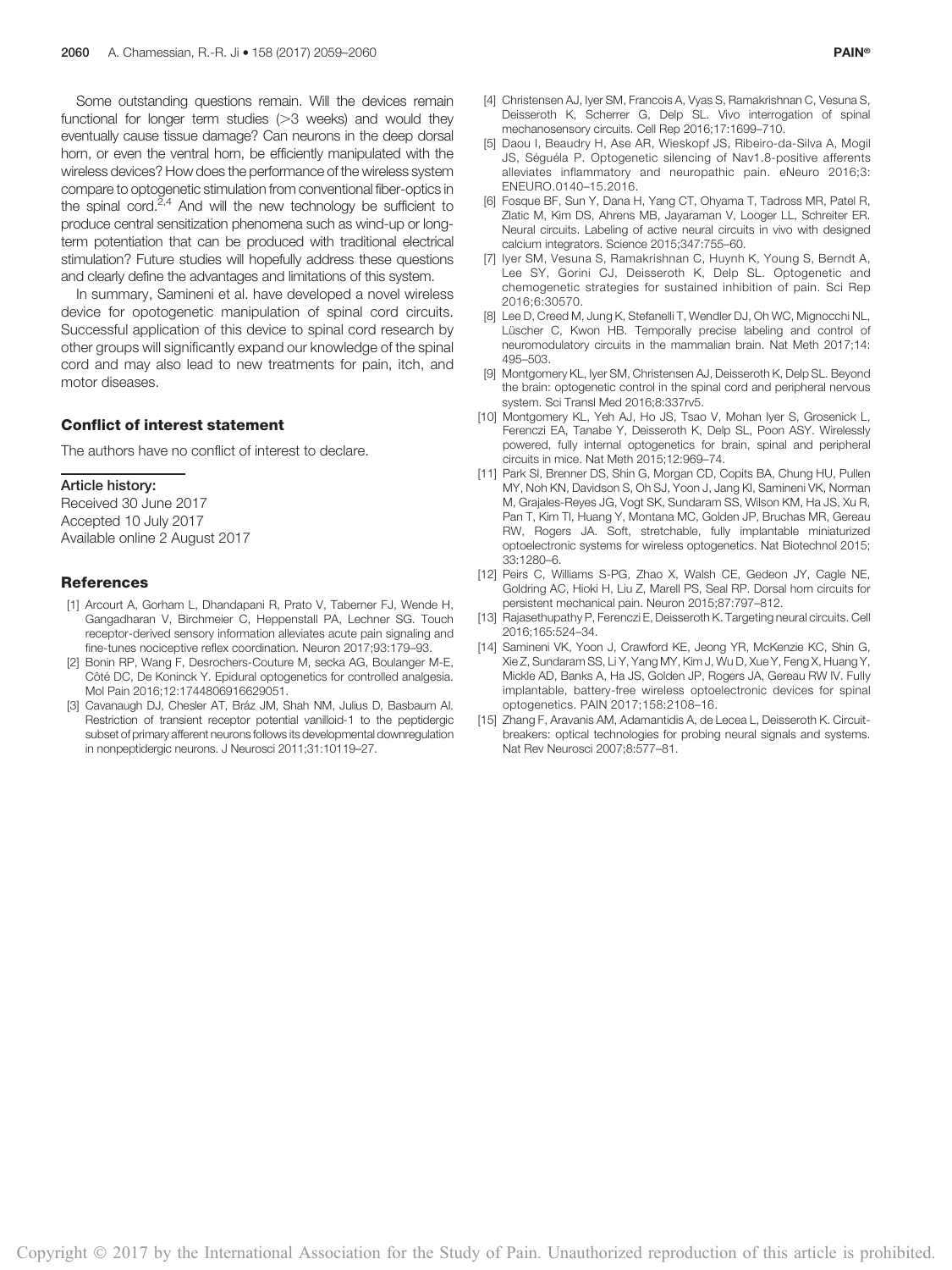Some outstanding questions remain. Will the devices remain functional for longer term studies (>3 weeks) and would they eventually cause tissue damage? Can neurons in the deep dorsal horn, or even the ventral horn, be efficiently manipulated with the wireless devices? How does the performance of the wireless system compare to optogenetic stimulation from conventional fiber-optics in the spinal cord.[2,4] And will the new technology be sufficient to produce central sensitization phenomena such as wind-up or long-term potentiation that can be produced with traditional electrical stimulation? Future studies will hopefully address these questions and clearly define the advantages and limitations of this system.

In summary, Samineni et al. have developed a novel wireless device for opotogenetic manipulation of spinal cord circuits. Successful application of this device to spinal cord research by other groups will significantly expand our knowledge of the spinal cord and may also lead to new treatments for pain, itch, and motor diseases.

### Conflict of interest statement

The authors have no conflict of interest to declare.

**Article history:**
Received 30 June 2017
Accepted 10 July 2017
Available online 2 August 2017

### References

[1] Arcourt A, Gorham L, Dhandapani R, Prato V, Taberner FJ, Wende H, Gangadharan V, Birchmeier C, Heppenstall PA, Lechner SG. Touch receptor-derived sensory information alleviates acute pain signaling and fine-tunes nociceptive reflex coordination. Neuron 2017;93:179–93.

[2] Bonin RP, Wang F, Desrochers-Couture M, secka AG, Boulanger M-E, Côté DC, De Koninck Y. Epidural optogenetics for controlled analgesia. Mol Pain 2016;12:1744806916629051.

[3] Cavanaugh DJ, Chesler AT, Bráz JM, Shah NM, Julius D, Basbaum AI. Restriction of transient receptor potential vanilloid-1 to the peptidergic subset of primary afferent neurons follows its developmental downregulation in nonpeptidergic neurons. J Neurosci 2011;31:10119–27.

[4] Christensen AJ, Iyer SM, Francois A, Vyas S, Ramakrishnan C, Vesuna S, Deisseroth K, Scherrer G, Delp SL. Vivo interrogation of spinal mechanosensory circuits. Cell Rep 2016;17:1699–710.

[5] Daou I, Beaudry H, Ase AR, Wieskopf JS, Ribeiro-da-Silva A, Mogil JS, Séguéla P. Optogenetic silencing of Nav1.8-positive afferents alleviates inflammatory and neuropathic pain. eNeuro 2016;3: ENEURO.0140–15.2016.

[6] Fosque BF, Sun Y, Dana H, Yang CT, Ohyama T, Tadross MR, Patel R, Zlatic M, Kim DS, Ahrens MB, Jayaraman V, Looger LL, Schreiter ER. Neural circuits. Labeling of active neural circuits in vivo with designed calcium integrators. Science 2015;347:755–60.

[7] Iyer SM, Vesuna S, Ramakrishnan C, Huynh K, Young S, Berndt A, Lee SY, Gorini CJ, Deisseroth K, Delp SL. Optogenetic and chemogenetic strategies for sustained inhibition of pain. Sci Rep 2016;6:30570.

[8] Lee D, Creed M, Jung K, Stefanelli T, Wendler DJ, Oh WC, Mignocchi NL, Lüscher C, Kwon HB. Temporally precise labeling and control of neuromodulatory circuits in the mammalian brain. Nat Meth 2017;14: 495–503.

[9] Montgomery KL, Iyer SM, Christensen AJ, Deisseroth K, Delp SL. Beyond the brain: optogenetic control in the spinal cord and peripheral nervous system. Sci Transl Med 2016;8:337rv5.

[10] Montgomery KL, Yeh AJ, Ho JS, Tsao V, Mohan Iyer S, Grosenick L, Ferenczi EA, Tanabe Y, Deisseroth K, Delp SL, Poon ASY. Wirelessly powered, fully internal optogenetics for brain, spinal and peripheral circuits in mice. Nat Meth 2015;12:969–74.

[11] Park SI, Brenner DS, Shin G, Morgan CD, Copits BA, Chung HU, Pullen MY, Noh KN, Davidson S, Oh SJ, Yoon J, Jang KI, Samineni VK, Norman M, Grajales-Reyes JG, Vogt SK, Sundaram SS, Wilson KM, Ha JS, Xu R, Pan T, Kim TI, Huang Y, Montana MC, Golden JP, Bruchas MR, Gereau RW, Rogers JA. Soft, stretchable, fully implantable miniaturized optoelectronic systems for wireless optogenetics. Nat Biotechnol 2015; 33:1280–6.

[12] Peirs C, Williams S-PG, Zhao X, Walsh CE, Gedeon JY, Cagle NE, Goldring AC, Hioki H, Liu Z, Marell PS, Seal RP. Dorsal horn circuits for persistent mechanical pain. Neuron 2015;87:797–812.

[13] Rajasethupathy P, Ferenczi E, Deisseroth K. Targeting neural circuits. Cell 2016;165:524–34.

[14] Samineni VK, Yoon J, Crawford KE, Jeong YR, McKenzie KC, Shin G, Xie Z, Sundaram SS, Li Y, Yang MY, Kim J, Wu D, Xue Y, Feng X, Huang Y, Mickle AD, Banks A, Ha JS, Golden JP, Rogers JA, Gereau RW IV. Fully implantable, battery-free wireless optoelectronic devices for spinal optogenetics. PAIN 2017;158:2108–16.

[15] Zhang F, Aravanis AM, Adamantidis A, de Lecea L, Deisseroth K. Circuit-breakers: optical technologies for probing neural signals and systems. Nat Rev Neurosci 2007;8:577–81.